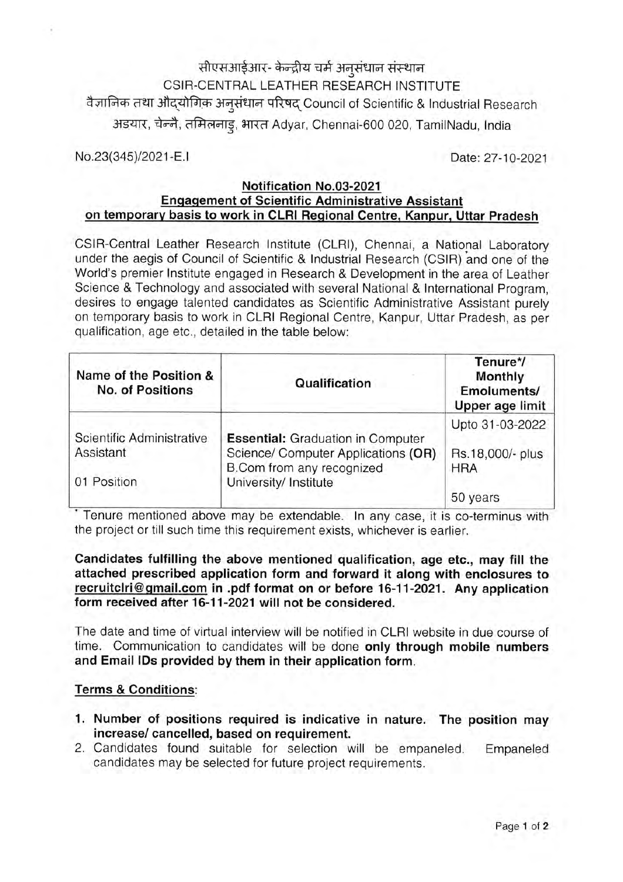सीएसआईआर- केन्द्रीय चर्म अनुसंधान संस्थान
CSIR-CENTRAL LEATHER RESEARCH INSTITUTE
वैज्ञानिक तथा औद्योगिक अनुसंधान परिषद् Council of Scientific & Industrial Research
अडयार, चेन्नै, तमिलनाडु, भारत Adyar, Chennai-600 020, TamilNadu, India

No.23(345)/2021-E.I

Date: 27-10-2021

## Notification No.03-2021
## Engagement of Scientific Administrative Assistant on temporary basis to work in CLRI Regional Centre, Kanpur, Uttar Pradesh

CSIR-Central Leather Research Institute (CLRI), Chennai, a National Laboratory under the aegis of Council of Scientific & Industrial Research (CSIR) and one of the World's premier Institute engaged in Research & Development in the area of Leather Science & Technology and associated with several National & International Program, desires to engage talented candidates as Scientific Administrative Assistant purely on temporary basis to work in CLRI Regional Centre, Kanpur, Uttar Pradesh, as per qualification, age etc., detailed in the table below:

| Name of the Position & No. of Positions | Qualification | Tenure*/ Monthly Emoluments/ Upper age limit |
|---|---|---|
| Scientific Administrative Assistant<br><br>01 Position | **Essential:** Graduation in Computer Science/ Computer Applications **(OR)** B.Com from any recognized University/ Institute | Upto 31-03-2022<br><br>Rs.18,000/- plus HRA<br><br>50 years |

\* Tenure mentioned above may be extendable. In any case, it is co-terminus with the project or till such time this requirement exists, whichever is earlier.

**Candidates fulfilling the above mentioned qualification, age etc., may fill the attached prescribed application form and forward it along with enclosures to recruitclri@gmail.com in .pdf format on or before 16-11-2021. Any application form received after 16-11-2021 will not be considered.**

The date and time of virtual interview will be notified in CLRI website in due course of time. Communication to candidates will be done **only through mobile numbers and Email IDs provided by them in their application form**.

### Terms & Conditions:

1. **Number of positions required is indicative in nature. The position may increase/ cancelled, based on requirement.**
2. Candidates found suitable for selection will be empaneled. Empaneled candidates may be selected for future project requirements.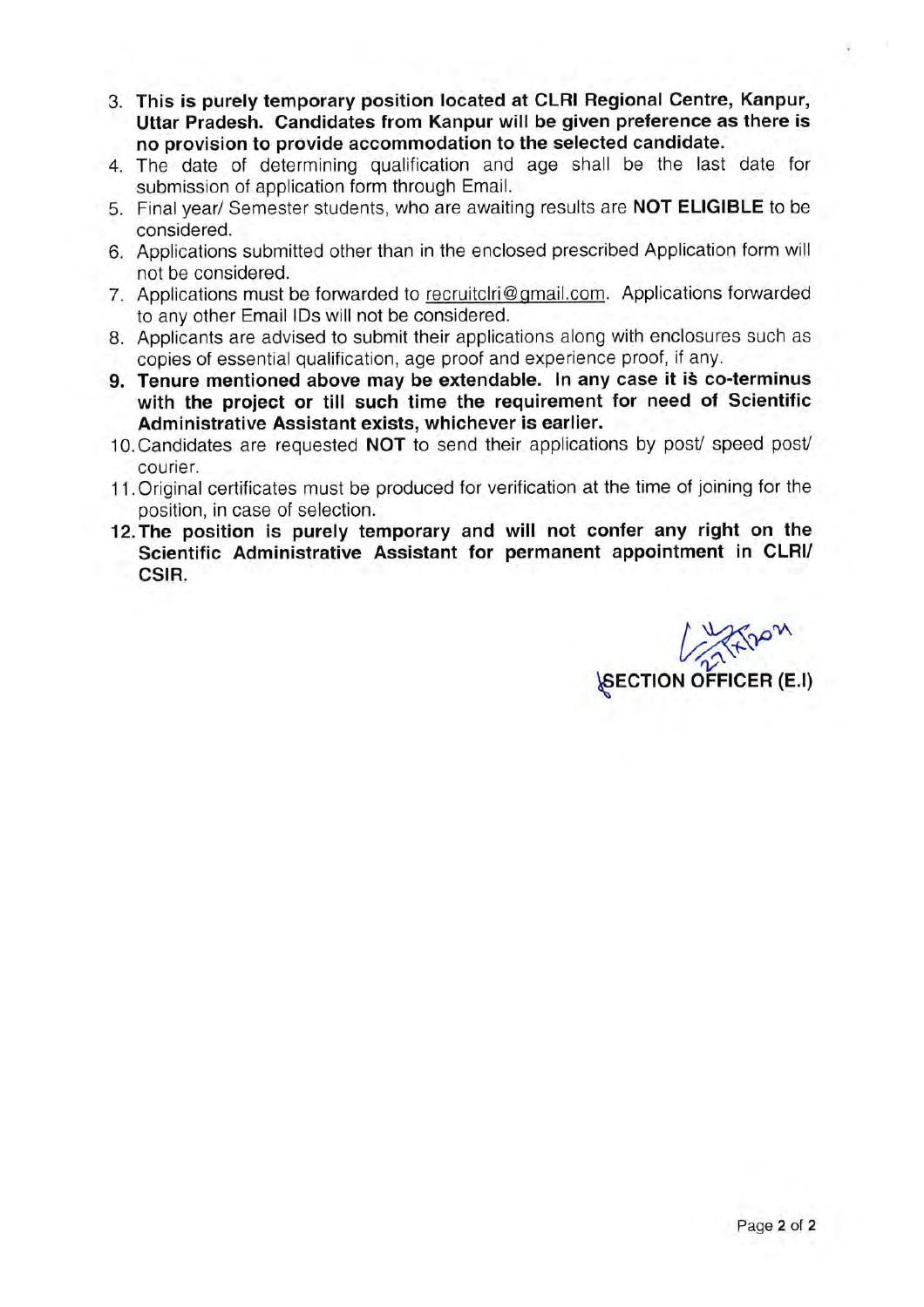3. **This is purely temporary position located at CLRI Regional Centre, Kanpur, Uttar Pradesh. Candidates from Kanpur will be given preference as there is no provision to provide accommodation to the selected candidate.**
4. The date of determining qualification and age shall be the last date for submission of application form through Email.
5. Final year/ Semester students, who are awaiting results are **NOT ELIGIBLE** to be considered.
6. Applications submitted other than in the enclosed prescribed Application form will not be considered.
7. Applications must be forwarded to recruitclri@gmail.com. Applications forwarded to any other Email IDs will not be considered.
8. Applicants are advised to submit their applications along with enclosures such as copies of essential qualification, age proof and experience proof, if any.
9. **Tenure mentioned above may be extendable. In any case it is co-terminus with the project or till such time the requirement for need of Scientific Administrative Assistant exists, whichever is earlier.**
10. Candidates are requested **NOT** to send their applications by post/ speed post/ courier.
11. Original certificates must be produced for verification at the time of joining for the position, in case of selection.
12. **The position is purely temporary and will not confer any right on the Scientific Administrative Assistant for permanent appointment in CLRI/ CSIR.**

27/X/2021

**SECTION OFFICER (E.I)**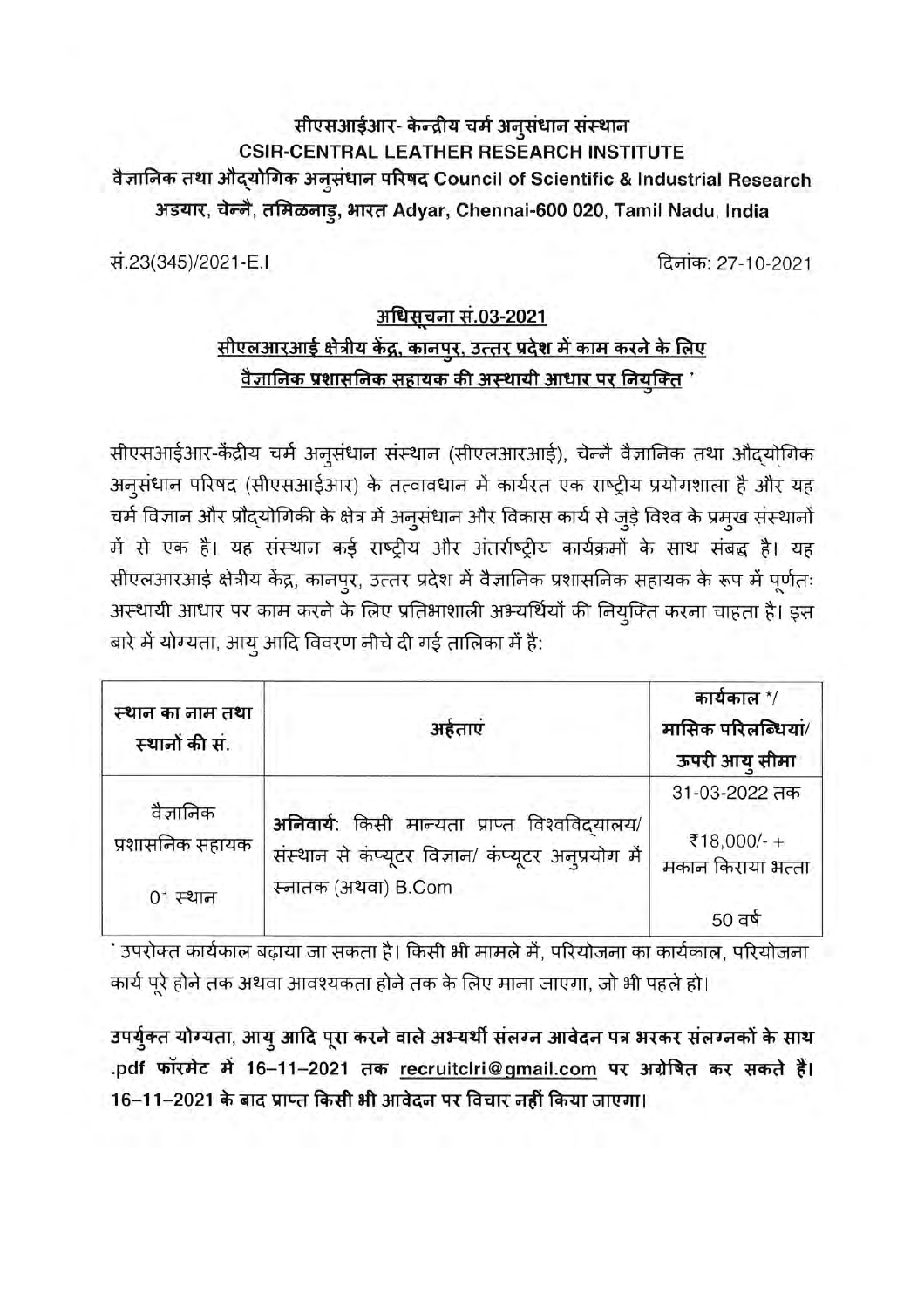**सीएसआईआर- केन्द्रीय चर्म अनुसंधान संस्थान**
**CSIR-CENTRAL LEATHER RESEARCH INSTITUTE**
**वैज्ञानिक तथा औद्योगिक अनुसंधान परिषद Council of Scientific & Industrial Research**
**अडयार, चेन्नै, तमिळनाडु, भारत Adyar, Chennai-600 020, Tamil Nadu, India**

सं.23(345)/2021-E.I

दिनांक: 27-10-2021

## अधिसूचना सं.03-2021
## सीएलआरआई क्षेत्रीय केंद्र, कानपुर, उत्तर प्रदेश में काम करने के लिए वैज्ञानिक प्रशासनिक सहायक की अस्थायी आधार पर नियुक्ति

सीएसआईआर-केंद्रीय चर्म अनुसंधान संस्थान (सीएलआरआई), चेन्नै वैज्ञानिक तथा औद्योगिक अनुसंधान परिषद (सीएसआईआर) के तत्वावधान में कार्यरत एक राष्ट्रीय प्रयोगशाला है और यह चर्म विज्ञान और प्रौद्योगिकी के क्षेत्र में अनुसंधान और विकास कार्य से जुड़े विश्व के प्रमुख संस्थानों में से एक है। यह संस्थान कई राष्ट्रीय और अंतर्राष्ट्रीय कार्यक्रमों के साथ संबद्ध है। यह सीएलआरआई क्षेत्रीय केंद्र, कानपुर, उत्तर प्रदेश में वैज्ञानिक प्रशासनिक सहायक के रूप में पूर्णतः अस्थायी आधार पर काम करने के लिए प्रतिभाशाली अभ्यर्थियों की नियुक्ति करना चाहता है। इस बारे में योग्यता, आयु आदि विवरण नीचे दी गई तालिका में है:

| स्थान का नाम तथा स्थानों की सं. | अर्हताएं | कार्यकाल */ मासिक परिलब्धियां/ ऊपरी आयु सीमा |
|---|---|---|
| वैज्ञानिक प्रशासनिक सहायक<br>01 स्थान | **अनिवार्य**: किसी मान्यता प्राप्त विश्वविद्यालय/ संस्थान से कंप्यूटर विज्ञान/ कंप्यूटर अनुप्रयोग में स्नातक (अथवा) B.Com | 31-03-2022 तक<br>₹18,000/- + मकान किराया भत्ता<br>50 वर्ष |

* उपरोक्त कार्यकाल बढ़ाया जा सकता है। किसी भी मामले में, परियोजना का कार्यकाल, परियोजना कार्य पूरे होने तक अथवा आवश्यकता होने तक के लिए माना जाएगा, जो भी पहले हो।

**उपर्युक्त योग्यता, आयु आदि पूरा करने वाले अभ्यर्थी संलग्न आवेदन पत्र भरकर संलग्नकों के साथ .pdf फॉरमेट में 16-11-2021 तक recruitclri@gmail.com पर अग्रेषित कर सकते हैं। 16-11-2021 के बाद प्राप्त किसी भी आवेदन पर विचार नहीं किया जाएगा।**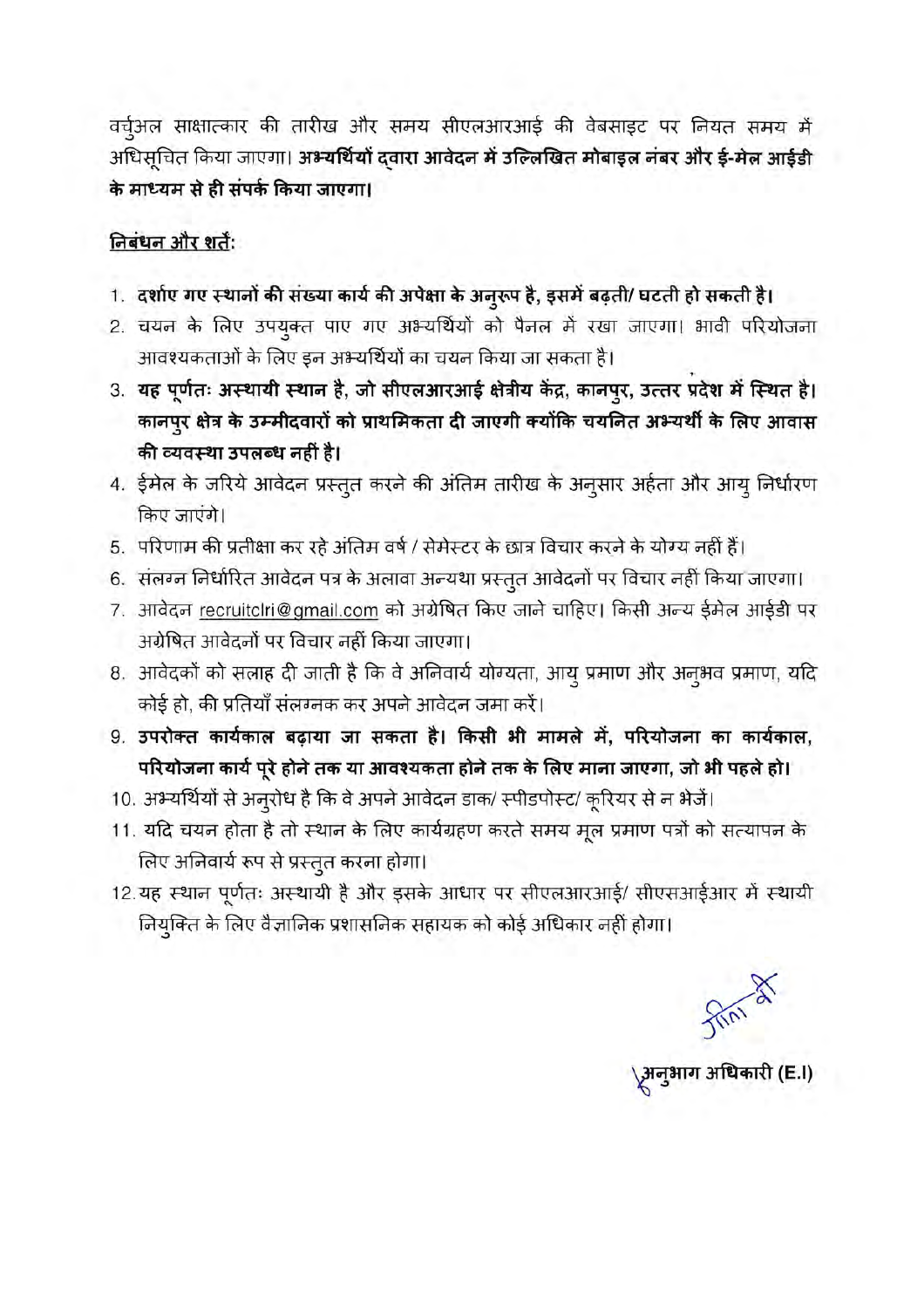वर्चुअल साक्षात्कार की तारीख और समय सीएलआरआई की वेबसाइट पर नियत समय में अधिसूचित किया जाएगा। **अभ्यर्थियों द्वारा आवेदन में उल्लिखित मोबाइल नंबर और ई-मेल आईडी के माध्यम से ही संपर्क किया जाएगा।**

**निबंधन और शर्तें:**

1. **दर्शाए गए स्थानों की संख्या कार्य की अपेक्षा के अनुरूप है, इसमें बढ़ती/ घटती हो सकती है।**
2. चयन के लिए उपयुक्त पाए गए अभ्यर्थियों को पैनल में रखा जाएगा। भावी परियोजना आवश्यकताओं के लिए इन अभ्यर्थियों का चयन किया जा सकता है।
3. **यह पूर्णतः अस्थायी स्थान है, जो सीएलआरआई क्षेत्रीय केंद्र, कानपुर, उत्तर प्रदेश में स्थित है। कानपुर क्षेत्र के उम्मीदवारों को प्राथमिकता दी जाएगी क्योंकि चयनित अभ्यर्थी के लिए आवास की व्यवस्था उपलब्ध नहीं है।**
4. ईमेल के जरिये आवेदन प्रस्तुत करने की अंतिम तारीख के अनुसार अर्हता और आयु निर्धारण किए जाएंगे।
5. परिणाम की प्रतीक्षा कर रहे अंतिम वर्ष / सेमेस्टर के छात्र विचार करने के योग्य नहीं हैं।
6. संलग्न निर्धारित आवेदन पत्र के अलावा अन्यथा प्रस्तुत आवेदनों पर विचार नहीं किया जाएगा।
7. आवेदन recruitclri@gmail.com को अग्रेषित किए जाने चाहिए। किसी अन्य ईमेल आईडी पर अग्रेषित आवेदनों पर विचार नहीं किया जाएगा।
8. आवेदकों को सलाह दी जाती है कि वे अनिवार्य योग्यता, आयु प्रमाण और अनुभव प्रमाण, यदि कोई हो, की प्रतियाँ संलग्नक कर अपने आवेदन जमा करें।
9. **उपरोक्त कार्यकाल बढ़ाया जा सकता है। किसी भी मामले में, परियोजना का कार्यकाल, परियोजना कार्य पूरे होने तक या आवश्यकता होने तक के लिए माना जाएगा, जो भी पहले हो।**
10. अभ्यर्थियों से अनुरोध है कि वे अपने आवेदन डाक/ स्पीडपोस्ट/ कूरियर से न भेजें।
11. यदि चयन होता है तो स्थान के लिए कार्यग्रहण करते समय मूल प्रमाण पत्रों को सत्यापन के लिए अनिवार्य रूप से प्रस्तुत करना होगा।
12. यह स्थान पूर्णतः अस्थायी है और इसके आधार पर सीएलआरआई/ सीएसआईआर में स्थायी नियुक्ति के लिए वैज्ञानिक प्रशासनिक सहायक को कोई अधिकार नहीं होगा।

**अनुभाग अधिकारी (E.I)**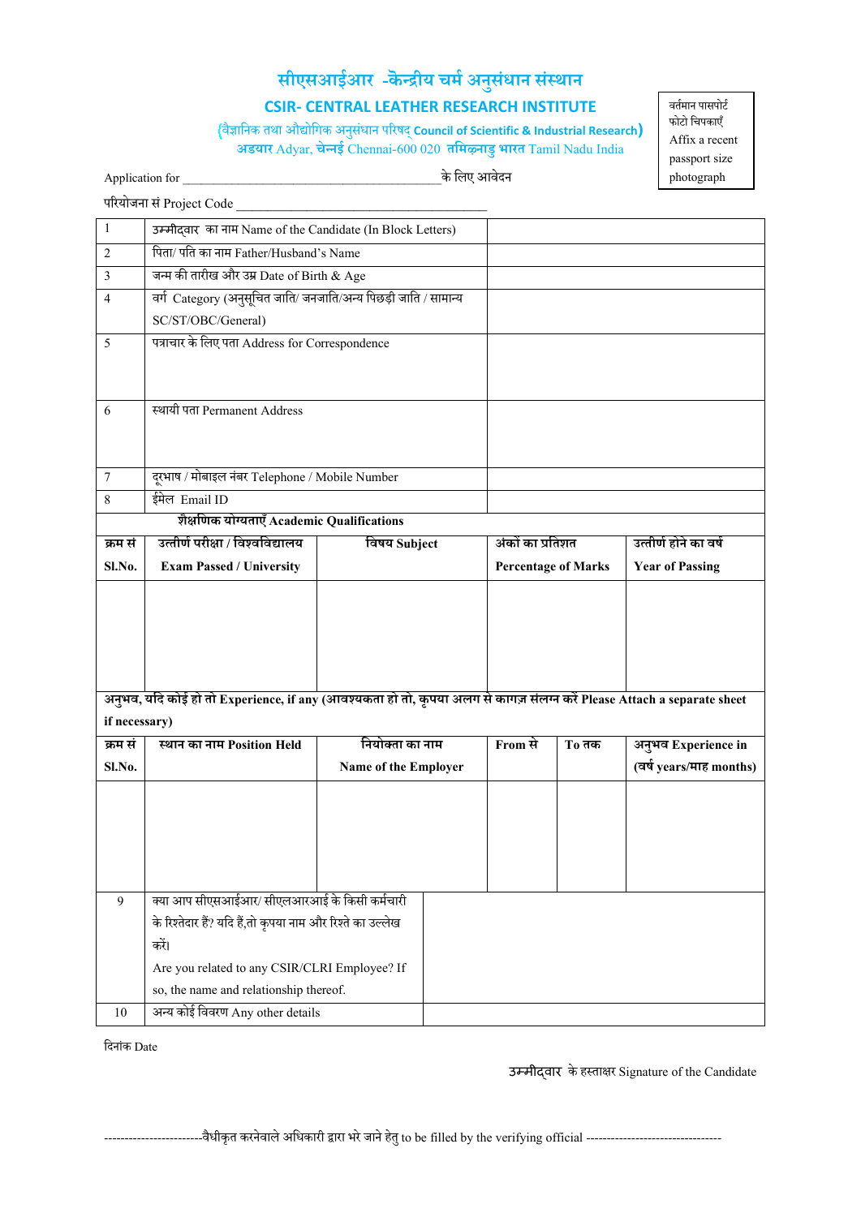# सीएसआईआर -केन्द्रीय चर्म अनुसंधान संस्थान

## CSIR- CENTRAL LEATHER RESEARCH INSTITUTE

(वैज्ञानिक तथा औद्योगिक अनुसंधान परिषद् Council of Scientific & Industrial Research)
अडयार Adyar, चेन्नई Chennai-600 020 तमिळनाडु भारत Tamil Nadu India

वर्तमान पासपोर्ट फोटो चिपकाएँ
Affix a recent passport size photograph

Application for ________________________________________ के लिए आवेदन

परियोजना सं Project Code ________________________________________

| | | |
|---|---|---|
| 1 | उम्मीदवार का नाम Name of the Candidate (In Block Letters) | |
| 2 | पिता/ पति का नाम Father/Husband's Name | |
| 3 | जन्म की तारीख और उम्र Date of Birth & Age | |
| 4 | वर्ग Category (अनुसूचित जाति/ जनजाति/अन्य पिछड़ी जाति / सामान्य SC/ST/OBC/General) | |
| 5 | पत्राचार के लिए पता Address for Correspondence | |
| 6 | स्थायी पता Permanent Address | |
| 7 | दूरभाष / मोबाइल नंबर Telephone / Mobile Number | |
| 8 | ईमेल Email ID | |

**शैक्षणिक योग्यताएँ Academic Qualifications**

| क्रम सं Sl.No. | उत्तीर्ण परीक्षा / विश्वविद्यालय Exam Passed / University | विषय Subject | अंकों का प्रतिशत Percentage of Marks | उत्तीर्ण होने का वर्ष Year of Passing |
|---|---|---|---|---|
| | | | | |

**अनुभव, यदि कोई हो तो Experience, if any (आवश्यकता हो तो, कृपया अलग से कागज़ संलग्न करें Please Attach a separate sheet if necessary)**

| क्रम सं Sl.No. | स्थान का नाम Position Held | नियोक्ता का नाम Name of the Employer | From से | To तक | अनुभव Experience in (वर्ष years/माह months) |
|---|---|---|---|---|---|
| | | | | | |

| | | |
|---|---|---|
| 9 | क्या आप सीएसआईआर/ सीएलआरआई के किसी कर्मचारी के रिश्तेदार हैं? यदि हैं,तो कृपया नाम और रिश्ते का उल्लेख करें। Are you related to any CSIR/CLRI Employee? If so, the name and relationship thereof. | |
| 10 | अन्य कोई विवरण Any other details | |

दिनांक Date

उम्मीदवार के हस्ताक्षर Signature of the Candidate

-----------------------वैधीकृत करनेवाले अधिकारी द्वारा भरे जाने हेतु to be filled by the verifying official --------------------------------